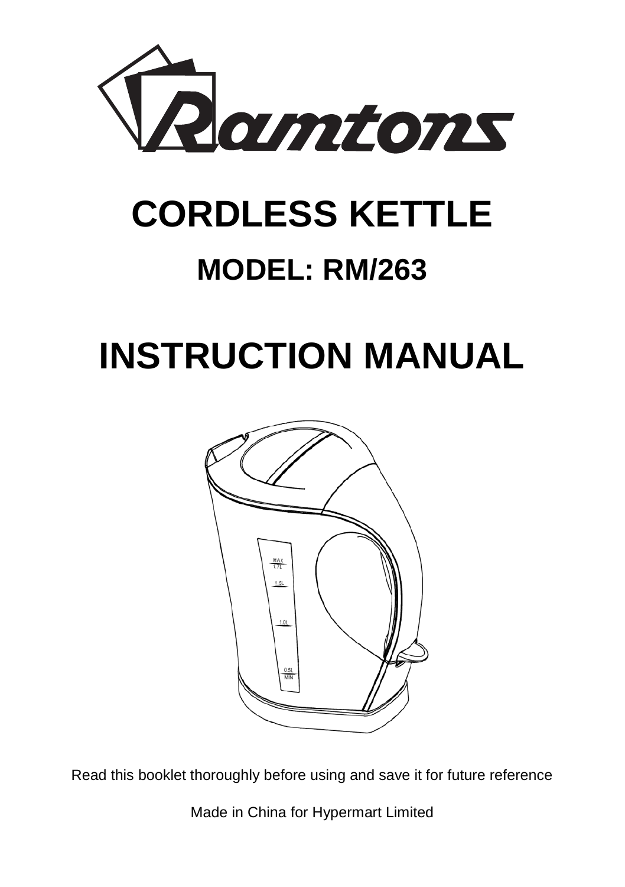Ramtons

# CORDLESS KETTLE

## MODEL: RM/263

# INSTRUCTION MANUAL

Read this booklet thoroughly before using and save it for future reference

Made in China for Hypermart Limited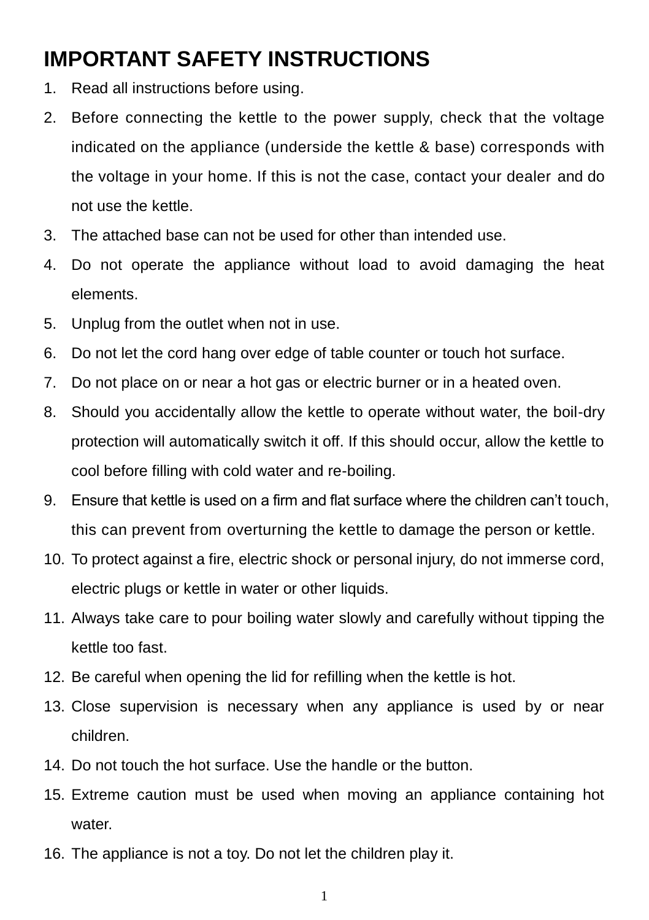# IMPORTANT SAFETY INSTRUCTIONS

1. Read all instructions before using.
2. Before connecting the kettle to the power supply, check that the voltage indicated on the appliance (underside the kettle & base) corresponds with the voltage in your home. If this is not the case, contact your dealer and do not use the kettle.
3. The attached base can not be used for other than intended use.
4. Do not operate the appliance without load to avoid damaging the heat elements.
5. Unplug from the outlet when not in use.
6. Do not let the cord hang over edge of table counter or touch hot surface.
7. Do not place on or near a hot gas or electric burner or in a heated oven.
8. Should you accidentally allow the kettle to operate without water, the boil-dry protection will automatically switch it off. If this should occur, allow the kettle to cool before filling with cold water and re-boiling.
9. Ensure that kettle is used on a firm and flat surface where the children can't touch, this can prevent from overturning the kettle to damage the person or kettle.
10. To protect against a fire, electric shock or personal injury, do not immerse cord, electric plugs or kettle in water or other liquids.
11. Always take care to pour boiling water slowly and carefully without tipping the kettle too fast.
12. Be careful when opening the lid for refilling when the kettle is hot.
13. Close supervision is necessary when any appliance is used by or near children.
14. Do not touch the hot surface. Use the handle or the button.
15. Extreme caution must be used when moving an appliance containing hot water.
16. The appliance is not a toy. Do not let the children play it.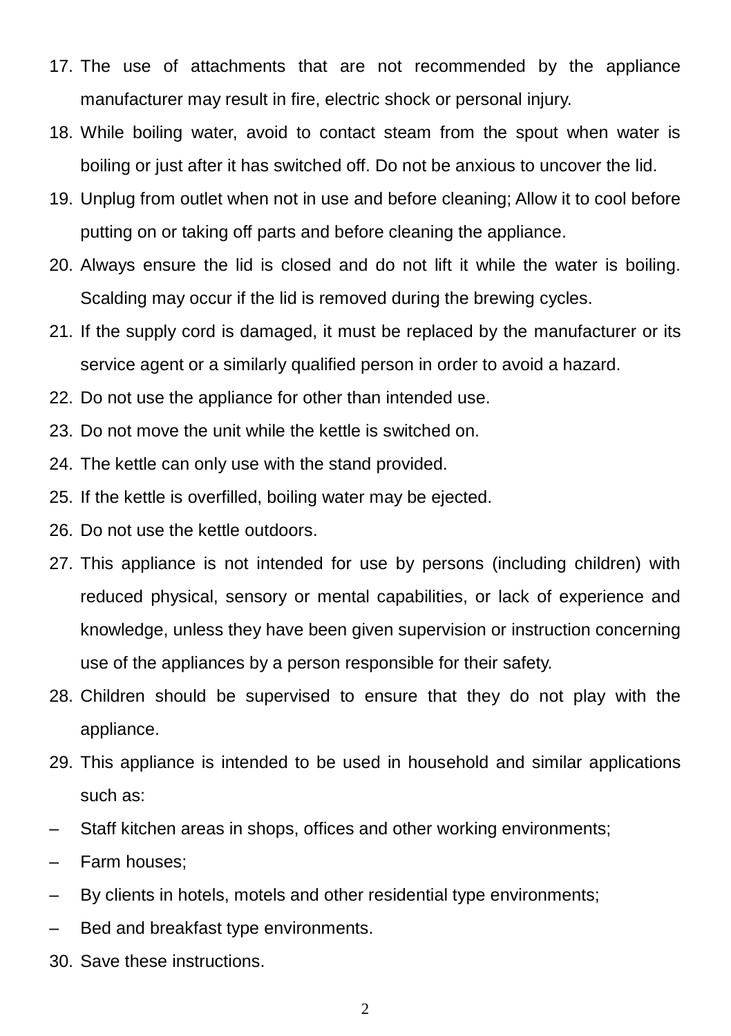17. The use of attachments that are not recommended by the appliance manufacturer may result in fire, electric shock or personal injury.
18. While boiling water, avoid to contact steam from the spout when water is boiling or just after it has switched off. Do not be anxious to uncover the lid.
19. Unplug from outlet when not in use and before cleaning; Allow it to cool before putting on or taking off parts and before cleaning the appliance.
20. Always ensure the lid is closed and do not lift it while the water is boiling. Scalding may occur if the lid is removed during the brewing cycles.
21. If the supply cord is damaged, it must be replaced by the manufacturer or its service agent or a similarly qualified person in order to avoid a hazard.
22. Do not use the appliance for other than intended use.
23. Do not move the unit while the kettle is switched on.
24. The kettle can only use with the stand provided.
25. If the kettle is overfilled, boiling water may be ejected.
26. Do not use the kettle outdoors.
27. This appliance is not intended for use by persons (including children) with reduced physical, sensory or mental capabilities, or lack of experience and knowledge, unless they have been given supervision or instruction concerning use of the appliances by a person responsible for their safety.
28. Children should be supervised to ensure that they do not play with the appliance.
29. This appliance is intended to be used in household and similar applications such as:

- Staff kitchen areas in shops, offices and other working environments;
- Farm houses;
- By clients in hotels, motels and other residential type environments;
- Bed and breakfast type environments.

30. Save these instructions.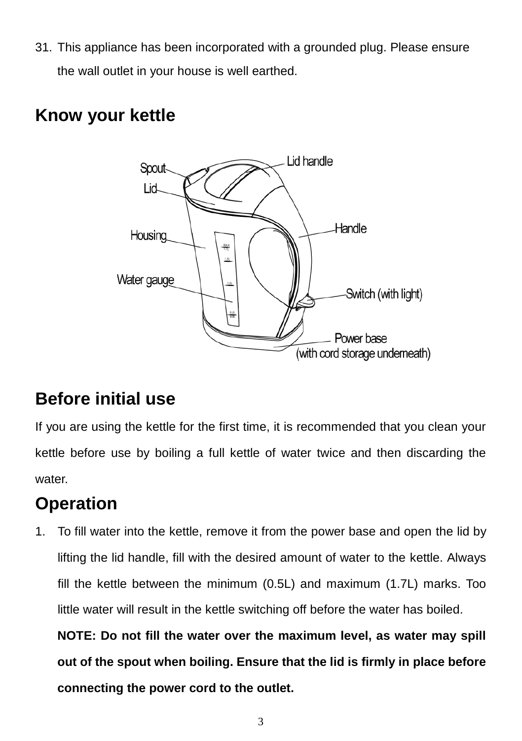31. This appliance has been incorporated with a grounded plug. Please ensure the wall outlet in your house is well earthed.

## Know your kettle

## Before initial use

If you are using the kettle for the first time, it is recommended that you clean your kettle before use by boiling a full kettle of water twice and then discarding the water.

## Operation

1. To fill water into the kettle, remove it from the power base and open the lid by lifting the lid handle, fill with the desired amount of water to the kettle. Always fill the kettle between the minimum (0.5L) and maximum (1.7L) marks. Too little water will result in the kettle switching off before the water has boiled.

   **NOTE: Do not fill the water over the maximum level, as water may spill out of the spout when boiling. Ensure that the lid is firmly in place before connecting the power cord to the outlet.**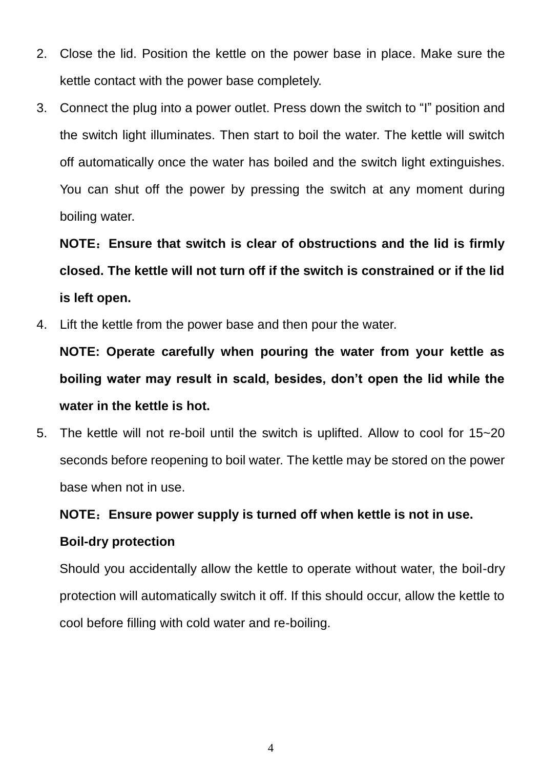2. Close the lid. Position the kettle on the power base in place. Make sure the kettle contact with the power base completely.
3. Connect the plug into a power outlet. Press down the switch to “I” position and the switch light illuminates. Then start to boil the water. The kettle will switch off automatically once the water has boiled and the switch light extinguishes. You can shut off the power by pressing the switch at any moment during boiling water.

   **NOTE：Ensure that switch is clear of obstructions and the lid is firmly closed. The kettle will not turn off if the switch is constrained or if the lid is left open.**
4. Lift the kettle from the power base and then pour the water.

   **NOTE: Operate carefully when pouring the water from your kettle as boiling water may result in scald, besides, don’t open the lid while the water in the kettle is hot.**
5. The kettle will not re-boil until the switch is uplifted. Allow to cool for 15~20 seconds before reopening to boil water. The kettle may be stored on the power base when not in use.

   **NOTE：Ensure power supply is turned off when kettle is not in use.**

   **Boil-dry protection**

   Should you accidentally allow the kettle to operate without water, the boil-dry protection will automatically switch it off. If this should occur, allow the kettle to cool before filling with cold water and re-boiling.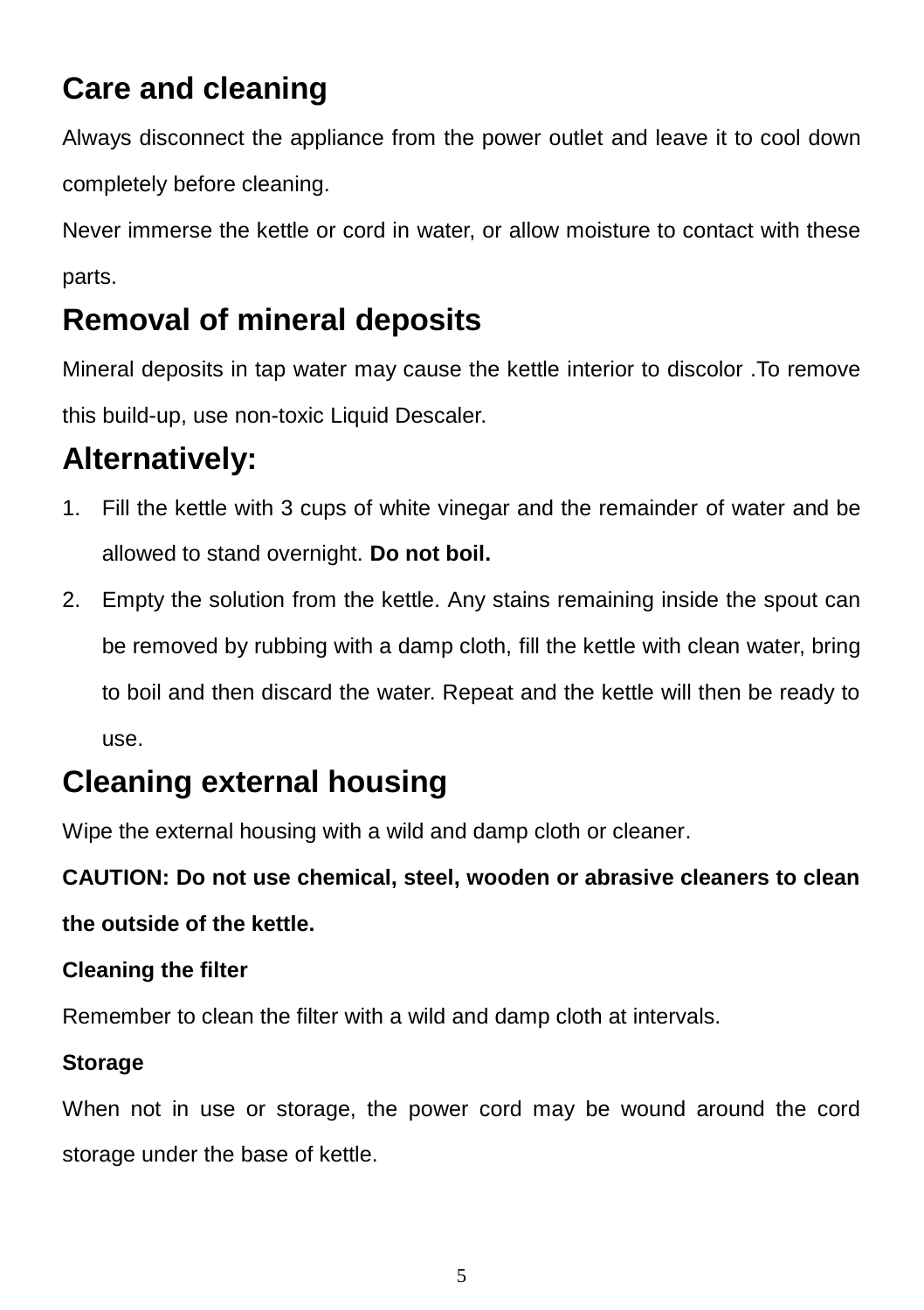## Care and cleaning

Always disconnect the appliance from the power outlet and leave it to cool down completely before cleaning.

Never immerse the kettle or cord in water, or allow moisture to contact with these parts.

## Removal of mineral deposits

Mineral deposits in tap water may cause the kettle interior to discolor .To remove this build-up, use non-toxic Liquid Descaler.

## Alternatively:

1. Fill the kettle with 3 cups of white vinegar and the remainder of water and be allowed to stand overnight. **Do not boil.**
2. Empty the solution from the kettle. Any stains remaining inside the spout can be removed by rubbing with a damp cloth, fill the kettle with clean water, bring to boil and then discard the water. Repeat and the kettle will then be ready to use.

## Cleaning external housing

Wipe the external housing with a wild and damp cloth or cleaner.

**CAUTION: Do not use chemical, steel, wooden or abrasive cleaners to clean the outside of the kettle.**

**Cleaning the filter**

Remember to clean the filter with a wild and damp cloth at intervals.

**Storage**

When not in use or storage, the power cord may be wound around the cord storage under the base of kettle.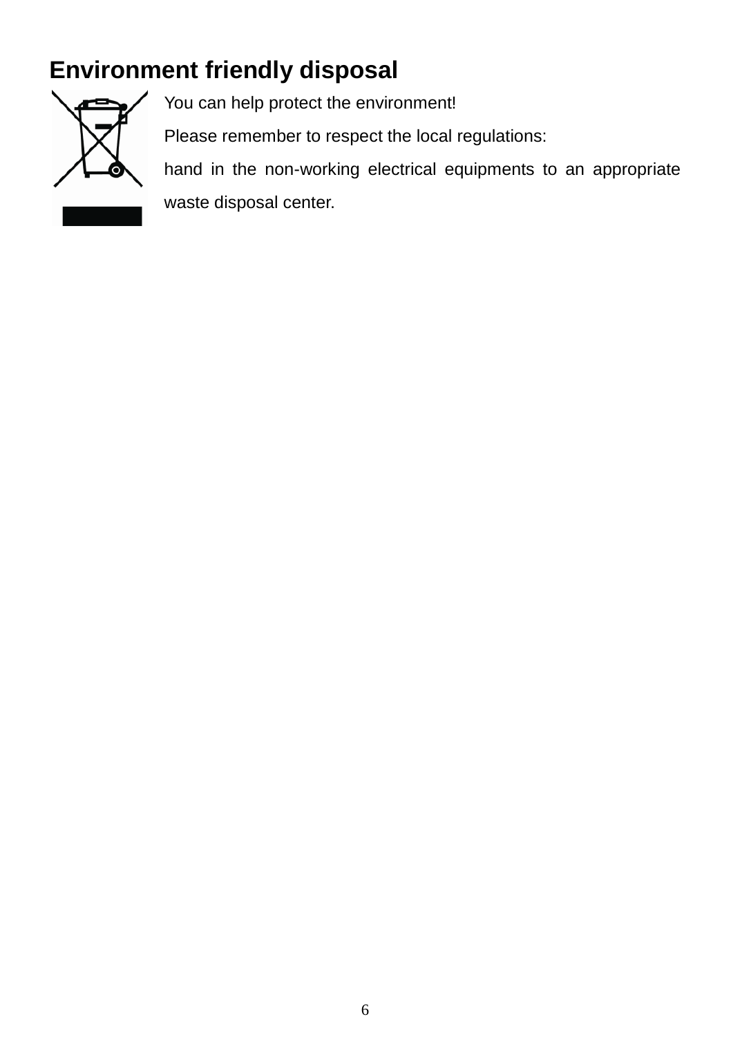## Environment friendly disposal

You can help protect the environment!

Please remember to respect the local regulations:

hand in the non-working electrical equipments to an appropriate waste disposal center.